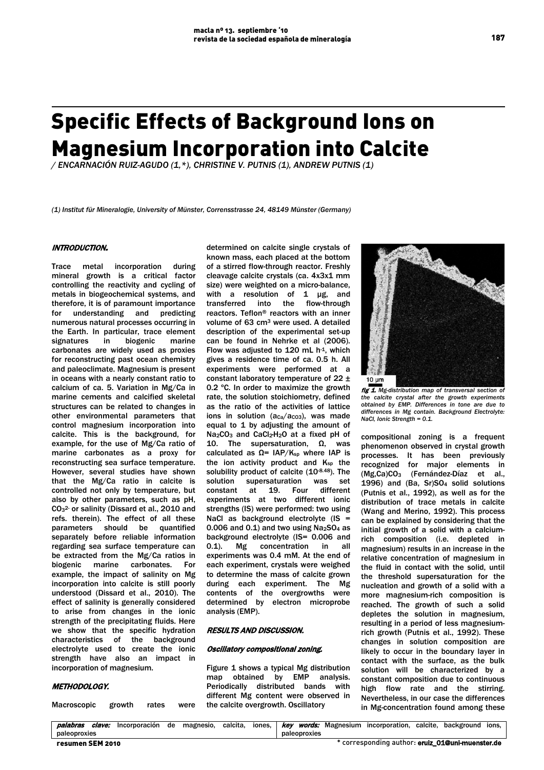# Specific Effects of Background Ions on Magnesium Incorporation into Calcite

/ ENCARNACIÓN RUIZ-AGUDO (1,*), CHRISTINE V. PUTNIS (1), ANDREW PUTNIS (1)

*(1) Institut für Mineralogie, University of Münster, Corrensstrasse 24, 48149 Münster (Germany)*

## INTRODUCTION.

Trace metal incorporation during mineral growth is a critical factor controlling the reactivity and cycling of metals in biogeochemical systems, and therefore, it is of paramount importance for understanding and predicting numerous natural processes occurring in the Earth. In particular, trace element signatures in biogenic marine carbonates are widely used as proxies for reconstructing past ocean chemistry and paleoclimate. Magnesium is present in oceans with a nearly constant ratio to calcium of ca. 5. Variation in Mg/Ca in marine cements and calcified skeletal structures can be related to changes in other environmental parameters that control magnesium incorporation into calcite. This is the background, for example, for the use of Mg/Ca ratio of marine carbonates as a proxy for reconstructing sea surface temperature. However, several studies have shown that the Mg/Ca ratio in calcite is controlled not only by temperature, but also by other parameters, such as pH, $CO_3^{2-}$ or salinity (Dissard et al., 2010 and refs. therein). The effect of all these parameters should be quantified separately before reliable information regarding sea surface temperature can be extracted from the Mg/Ca ratios in biogenic marine carbonates. For example, the impact of salinity on Mg incorporation into calcite is still poorly understood (Dissard et al., 2010). The effect of salinity is generally considered to arise from changes in the ionic strength of the precipitating fluids. Here we show that the specific hydration characteristics of the background electrolyte used to create the ionic strength have also an impact in incorporation of magnesium.

## METHODOLOGY.

Macroscopic growth rates were determined on calcite single crystals of known mass, each placed at the bottom of a stirred flow-through reactor. Freshly cleavage calcite crystals (ca. 4x3x1 mm size) were weighted on a micro-balance, with a resolution of 1 μg, and transferred into the flow-through reactors. Teflon® reactors with an inner volume of 63 cm$^3$ were used. A detailed description of the experimental set-up can be found in Nehrke et al (2006). Flow was adjusted to 120 mL h$^{-1}$, which gives a residence time of ca. 0.5 h. All experiments were performed at a constant laboratory temperature of 22 ± 0.2 °C. In order to maximize the growth rate, the solution stoichiometry, defined as the ratio of the activities of lattice ions in solution ($a_{Ca}/a_{CO3}$), was made equal to 1 by adjusting the amount of $Na_2CO_3$ and $CaCl_2{\cdot}H_2O$ at a fixed pH of 10. The supersaturation, Ω, was calculated as $\Omega = IAP/K_{sp}$ where IAP is the ion activity product and $K_{sp}$ the solubility product of calcite ($10^{-8.48}$). The solution supersaturation was set constant at 19. Four different experiments at two different ionic strengths (IS) were performed: two using NaCl as background electrolyte (IS = 0.006 and 0.1) and two using $Na_2SO_4$ as background electrolyte (IS= 0.006 and 0.1). Mg concentration in all experiments was 0.4 mM. At the end of each experiment, crystals were weighed to determine the mass of calcite grown during each experiment. The Mg contents of the overgrowths were determined by electron microprobe analysis (EMP).

## RESULTS AND DISCUSSION.

### Oscillatory compositional zoning.

Figure 1 shows a typical Mg distribution map obtained by EMP analysis. Periodically distributed bands with different Mg content were observed in the calcite overgrowth. Oscillatory compositional zoning is a frequent phenomenon observed in crystal growth processes. It has been previously recognized for major elements in $(Mg,Ca)CO_3$ (Fernández-Díaz et al., 1996) and $(Ba, Sr)SO_4$ solid solutions (Putnis et al., 1992), as well as for the distribution of trace metals in calcite (Wang and Merino, 1992). This process can be explained by considering that the initial growth of a solid with a calcium-rich composition (i.e. depleted in magnesium) results in an increase in the relative concentration of magnesium in the fluid in contact with the solid, until the threshold supersaturation for the nucleation and growth of a solid with a more magnesium-rich composition is reached. The growth of such a solid depletes the solution in magnesium, resulting in a period of less magnesium-rich growth (Putnis et al., 1992). These changes in solution composition are likely to occur in the boundary layer in contact with the surface, as the bulk solution will be characterized by a constant composition due to continuous high flow rate and the stirring. Nevertheless, in our case the differences in Mg-concentration found among these

*fig 1. Mg-distribution map of transversal section of the calcite crystal after the growth experiments obtained by EMP. Differences in tone are due to differences in Mg contain. Background Electrolyte: NaCl, Ionic Strength = 0.1.*

*palabras clave:* Incorporación de magnesio, calcita, iones, paleoproxies

*key words:* Magnesium incorporation, calcite, background ions, paleoproxies

resumen SEM 2010

\* corresponding author: eruiz_01@uni-muenster.de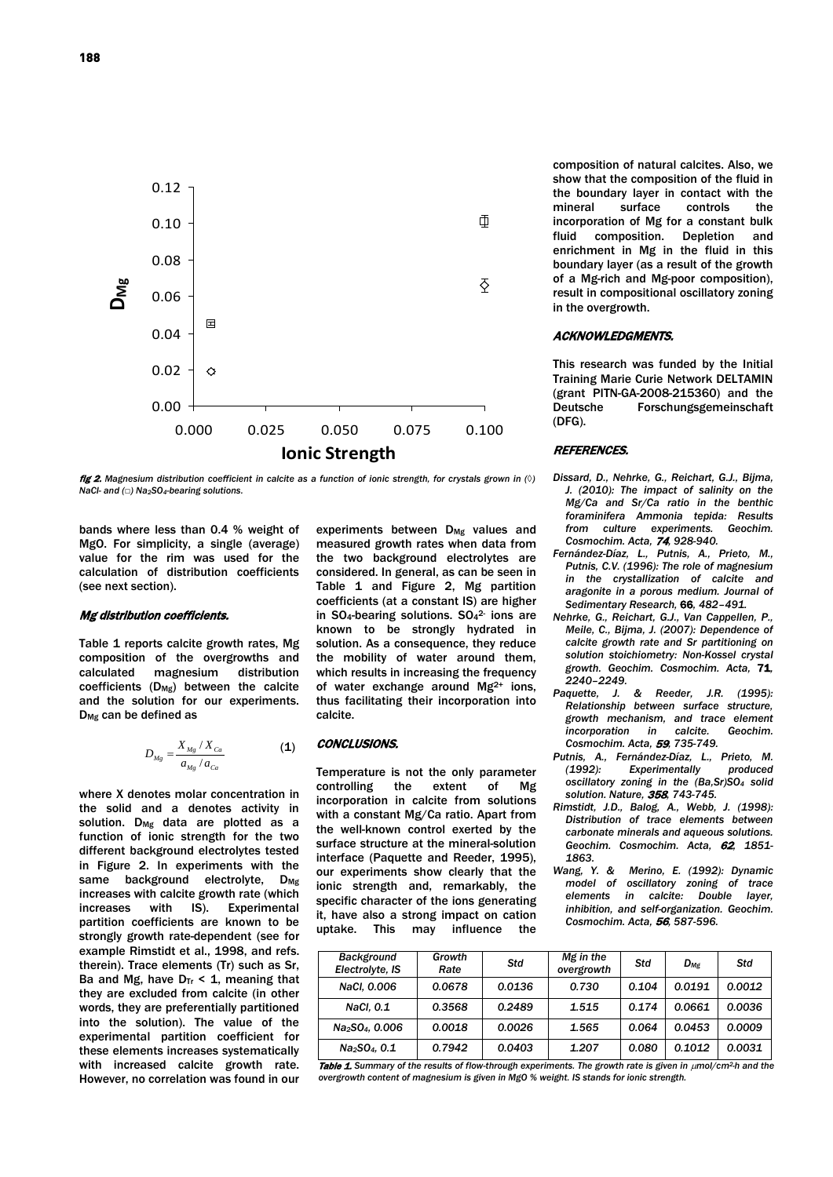0.12
0.10
0.08
0.06
0.04
0.02
0.00
0.000 0.025 0.050 0.075 0.100
$D_{Mg}$
Ionic Strength

*fig 2. Magnesium distribution coefficient in calcite as a function of ionic strength, for crystals grown in (◊) NaCl- and (□) $Na_2SO_4$-bearing solutions.*

bands where less than 0.4 % weight of MgO. For simplicity, a single (average) value for the rim was used for the calculation of distribution coefficients (see next section).

### *Mg distribution coefficients.*

Table 1 reports calcite growth rates, Mg composition of the overgrowths and calculated magnesium distribution coefficients ($D_{Mg}$) between the calcite and the solution for our experiments. $D_{Mg}$ can be defined as

$$D_{Mg} = \frac{X_{Mg} / X_{Ca}}{a_{Mg} / a_{Ca}} \qquad (1)$$

where X denotes molar concentration in the solid and a denotes activity in solution. $D_{Mg}$ data are plotted as a function of ionic strength for the two different background electrolytes tested in Figure 2. In experiments with the same background electrolyte, $D_{Mg}$ increases with calcite growth rate (which increases with IS). Experimental partition coefficients are known to be strongly growth rate-dependent (see for example Rimstidt et al., 1998, and refs. therein). Trace elements (Tr) such as Sr, Ba and Mg, have $D_{Tr} < 1$, meaning that they are excluded from calcite (in other words, they are preferentially partitioned into the solution). The value of the experimental partition coefficient for these elements increases systematically with increased calcite growth rate. However, no correlation was found in our experiments between $D_{Mg}$ values and measured growth rates when data from the two background electrolytes are considered. In general, as can be seen in Table 1 and Figure 2, Mg partition coefficients (at a constant IS) are higher in $SO_4$-bearing solutions. $SO_4^{2-}$ ions are known to be strongly hydrated in solution. As a consequence, they reduce the mobility of water around them, which results in increasing the frequency of water exchange around $Mg^{2+}$ ions, thus facilitating their incorporation into calcite.

### *CONCLUSIONS.*

Temperature is not the only parameter controlling the extent of Mg incorporation in calcite from solutions with a constant Mg/Ca ratio. Apart from the well-known control exerted by the surface structure at the mineral-solution interface (Paquette and Reeder, 1995), our experiments show clearly that the ionic strength and, remarkably, the specific character of the ions generating it, have also a strong impact on cation uptake. This may influence the composition of natural calcites. Also, we show that the composition of the fluid in the boundary layer in contact with the mineral surface controls the incorporation of Mg for a constant bulk fluid composition. Depletion and enrichment in Mg in the fluid in this boundary layer (as a result of the growth of a Mg-rich and Mg-poor composition), result in compositional oscillatory zoning in the overgrowth.

### *ACKNOWLEDGMENTS.*

This research was funded by the Initial Training Marie Curie Network DELTAMIN (grant PITN-GA-2008-215360) and the Deutsche Forschungsgemeinschaft (DFG).

### *REFERENCES.*

*Dissard, D., Nehrke, G., Reichart, G.J., Bijma, J. (2010): The impact of salinity on the Mg/Ca and Sr/Ca ratio in the benthic foraminifera Ammonia tepida: Results from culture experiments. Geochim. Cosmochim. Acta, **74**, 928-940.*

*Fernández-Díaz, L., Putnis, A., Prieto, M., Putnis, C.V. (1996): The role of magnesium in the crystallization of calcite and aragonite in a porous medium. Journal of Sedimentary Research, **66**, 482–491.*

*Nehrke, G., Reichart, G.J., Van Cappellen, P., Meile, C., Bijma, J. (2007): Dependence of calcite growth rate and Sr partitioning on solution stoichiometry: Non-Kossel crystal growth. Geochim. Cosmochim. Acta, **71**, 2240–2249.*

*Paquette, J. & Reeder, J.R. (1995): Relationship between surface structure, growth mechanism, and trace element incorporation in calcite. Geochim. Cosmochim. Acta, **59**, 735-749.*

*Putnis, A., Fernández-Díaz, L., Prieto, M. (1992): Experimentally produced oscillatory zoning in the (Ba,Sr)$SO_4$ solid solution. Nature, **358**, 743-745.*

*Rimstidt, J.D., Balog, A., Webb, J. (1998): Distribution of trace elements between carbonate minerals and aqueous solutions. Geochim. Cosmochim. Acta, **62**, 1851-1863.*

*Wang, Y. & Merino, E. (1992): Dynamic model of oscillatory zoning of trace elements in calcite: Double layer, inhibition, and self-organization. Geochim. Cosmochim. Acta, **56**, 587-596.*

| Background Electrolyte, IS | Growth Rate | Std | Mg in the overgrowth | Std | $D_{Mg}$ | Std |
|---|---|---|---|---|---|---|
| NaCl, 0.006 | 0.0678 | 0.0136 | 0.730 | 0.104 | 0.0191 | 0.0012 |
| NaCl, 0.1 | 0.3568 | 0.2489 | 1.515 | 0.174 | 0.0661 | 0.0036 |
| $Na_2SO_4$, 0.006 | 0.0018 | 0.0026 | 1.565 | 0.064 | 0.0453 | 0.0009 |
| $Na_2SO_4$, 0.1 | 0.7942 | 0.0403 | 1.207 | 0.080 | 0.1012 | 0.0031 |

*Table 1. Summary of the results of flow-through experiments. The growth rate is given in $\mu mol/cm^2 \cdot h$ and the overgrowth content of magnesium is given in MgO % weight. IS stands for ionic strength.*